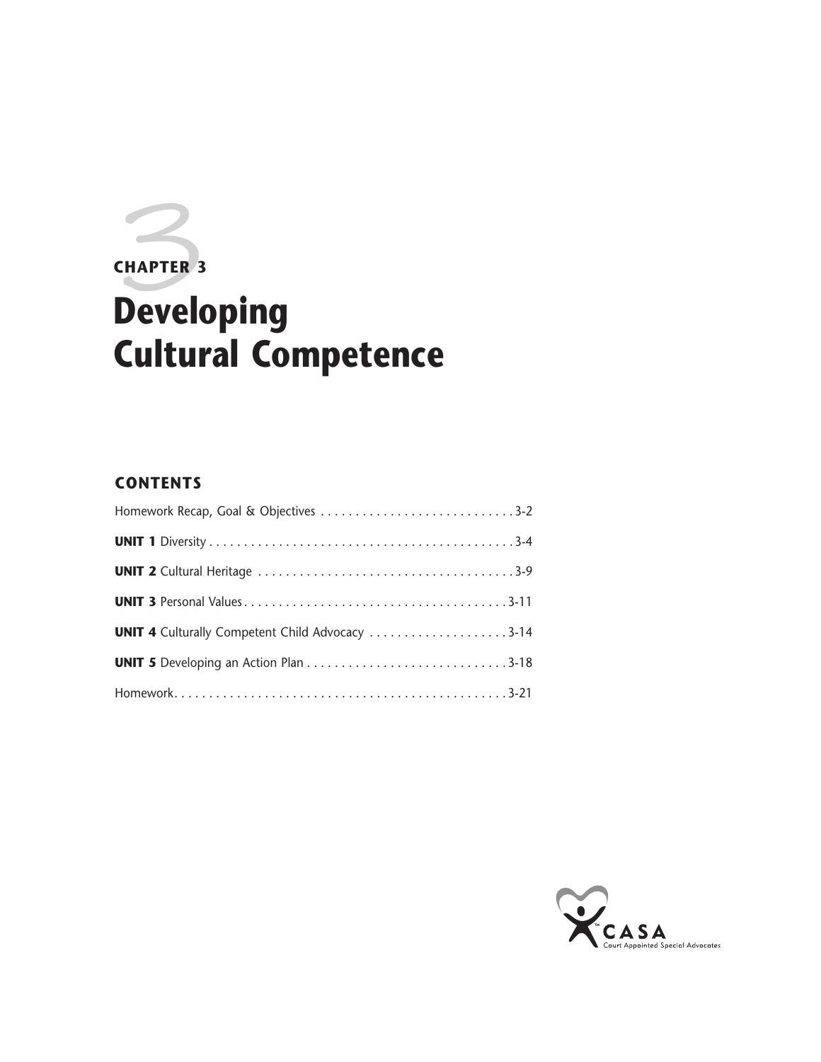# CHAPTER 3

# Developing Cultural Competence

## CONTENTS

Homework Recap, Goal & Objectives . . . . . . . . . . . . . . . . . . . . . . . . . . . . 3-2

**UNIT 1** Diversity . . . . . . . . . . . . . . . . . . . . . . . . . . . . . . . . . . . . . . . . . . . 3-4

**UNIT 2** Cultural Heritage . . . . . . . . . . . . . . . . . . . . . . . . . . . . . . . . . . . . 3-9

**UNIT 3** Personal Values . . . . . . . . . . . . . . . . . . . . . . . . . . . . . . . . . . . . . 3-11

**UNIT 4** Culturally Competent Child Advocacy . . . . . . . . . . . . . . . . . . . . 3-14

**UNIT 5** Developing an Action Plan . . . . . . . . . . . . . . . . . . . . . . . . . . . . 3-18

Homework . . . . . . . . . . . . . . . . . . . . . . . . . . . . . . . . . . . . . . . . . . . . . . . 3-21

CASA
Court Appointed Special Advocates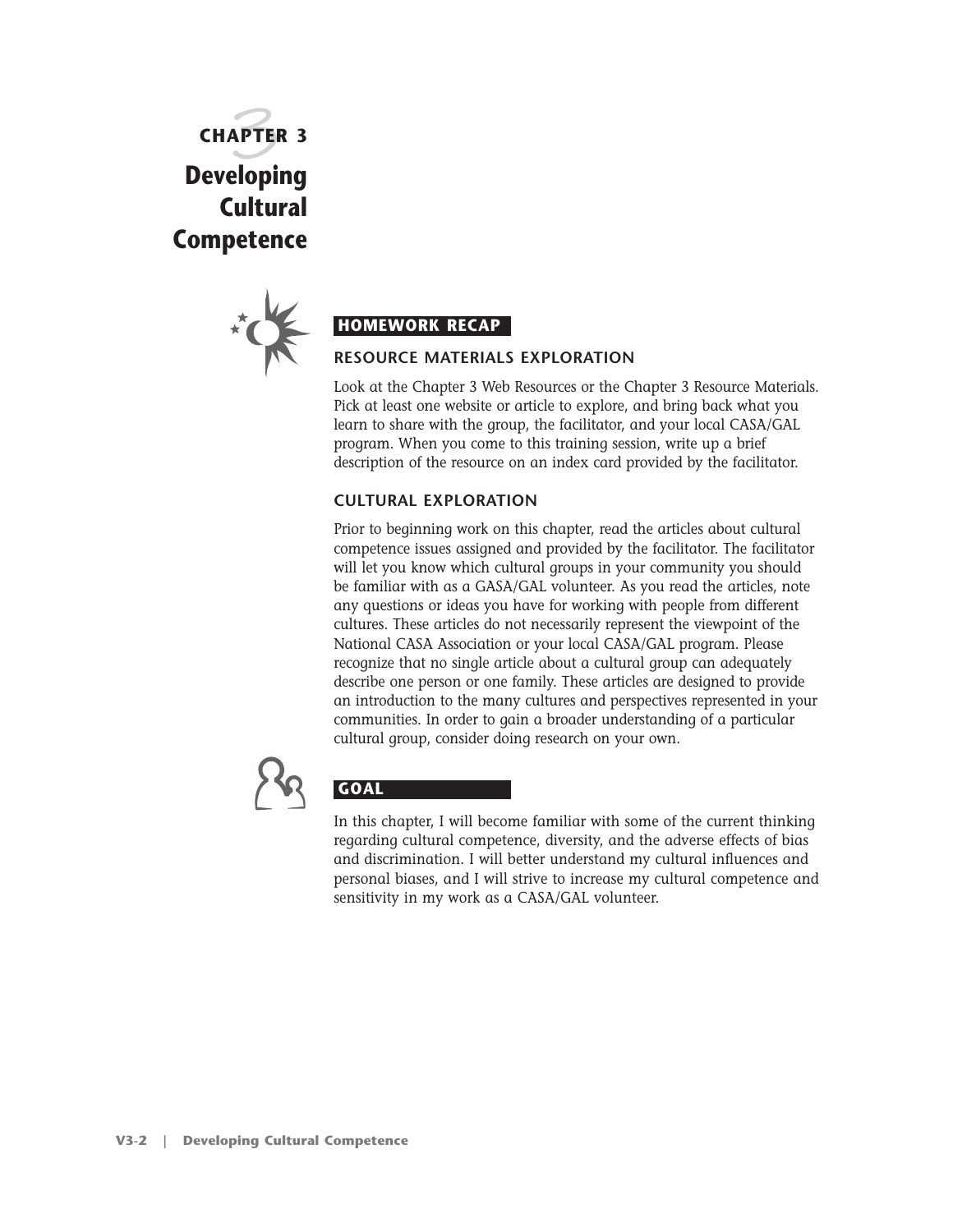# CHAPTER 3
# Developing Cultural Competence

## HOMEWORK RECAP

### RESOURCE MATERIALS EXPLORATION

Look at the Chapter 3 Web Resources or the Chapter 3 Resource Materials. Pick at least one website or article to explore, and bring back what you learn to share with the group, the facilitator, and your local CASA/GAL program. When you come to this training session, write up a brief description of the resource on an index card provided by the facilitator.

### CULTURAL EXPLORATION

Prior to beginning work on this chapter, read the articles about cultural competence issues assigned and provided by the facilitator. The facilitator will let you know which cultural groups in your community you should be familiar with as a GASA/GAL volunteer. As you read the articles, note any questions or ideas you have for working with people from different cultures. These articles do not necessarily represent the viewpoint of the National CASA Association or your local CASA/GAL program. Please recognize that no single article about a cultural group can adequately describe one person or one family. These articles are designed to provide an introduction to the many cultures and perspectives represented in your communities. In order to gain a broader understanding of a particular cultural group, consider doing research on your own.

## GOAL

In this chapter, I will become familiar with some of the current thinking regarding cultural competence, diversity, and the adverse effects of bias and discrimination. I will better understand my cultural influences and personal biases, and I will strive to increase my cultural competence and sensitivity in my work as a CASA/GAL volunteer.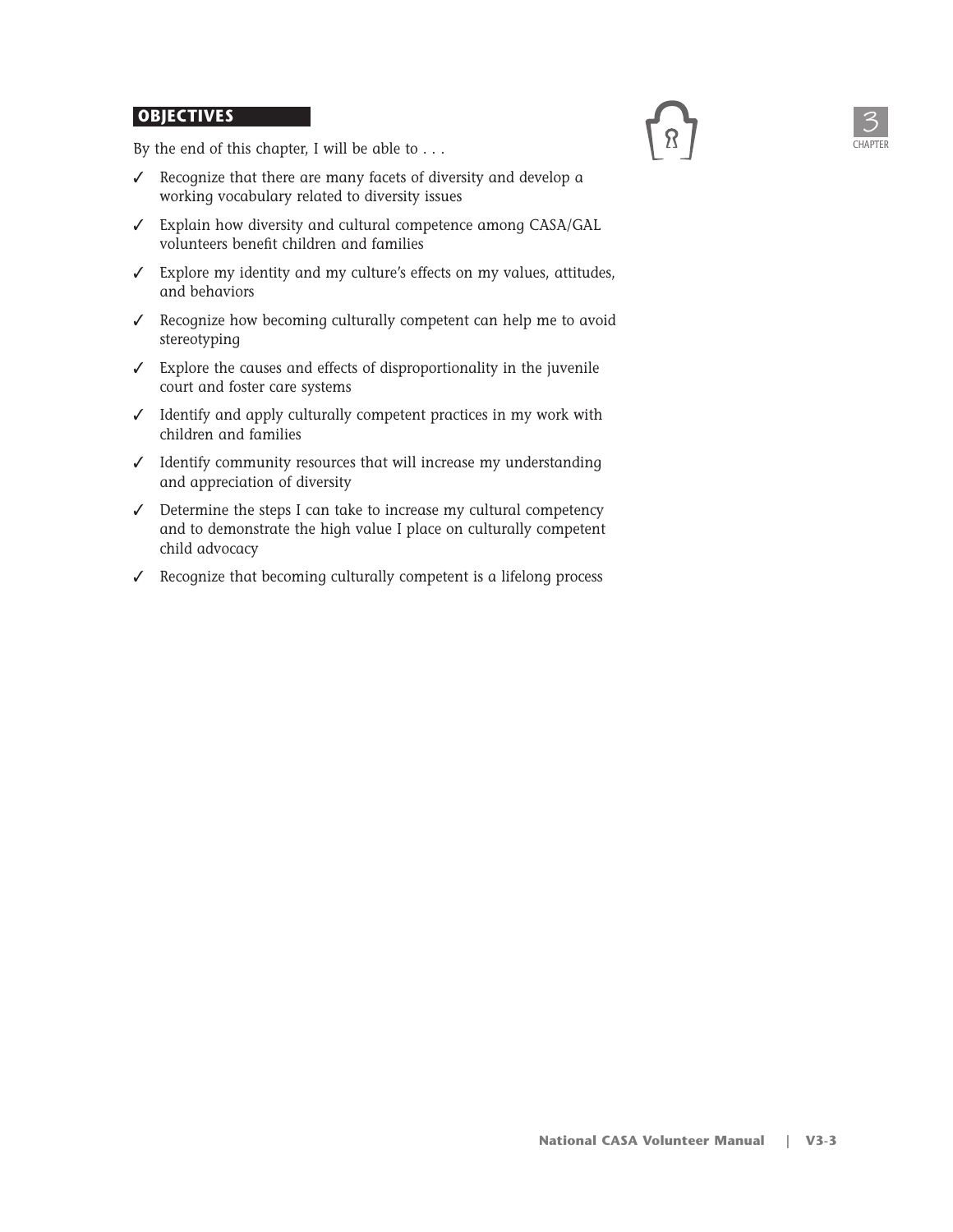## OBJECTIVES

By the end of this chapter, I will be able to . . .

- ✓ Recognize that there are many facets of diversity and develop a working vocabulary related to diversity issues
- ✓ Explain how diversity and cultural competence among CASA/GAL volunteers benefit children and families
- ✓ Explore my identity and my culture's effects on my values, attitudes, and behaviors
- ✓ Recognize how becoming culturally competent can help me to avoid stereotyping
- ✓ Explore the causes and effects of disproportionality in the juvenile court and foster care systems
- ✓ Identify and apply culturally competent practices in my work with children and families
- ✓ Identify community resources that will increase my understanding and appreciation of diversity
- ✓ Determine the steps I can take to increase my cultural competency and to demonstrate the high value I place on culturally competent child advocacy
- ✓ Recognize that becoming culturally competent is a lifelong process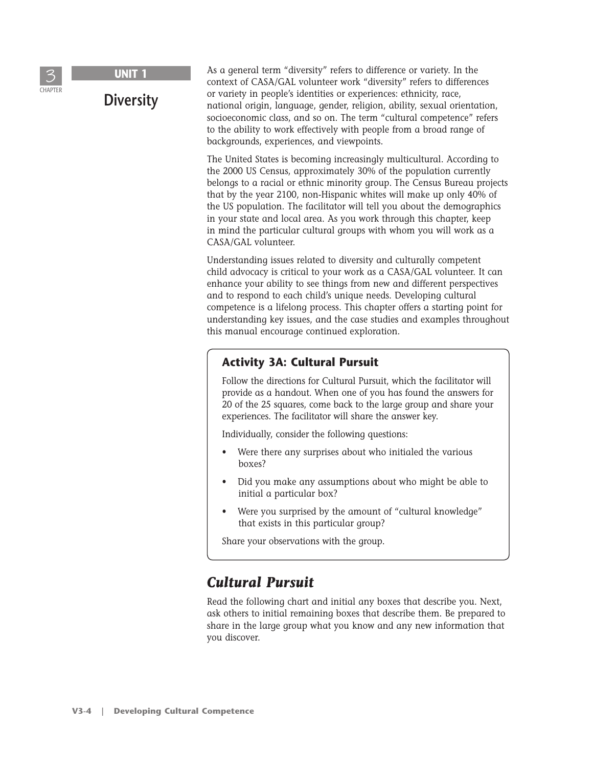3 CHAPTER

## UNIT 1

# Diversity

As a general term "diversity" refers to difference or variety. In the context of CASA/GAL volunteer work "diversity" refers to differences or variety in people's identities or experiences: ethnicity, race, national origin, language, gender, religion, ability, sexual orientation, socioeconomic class, and so on. The term "cultural competence" refers to the ability to work effectively with people from a broad range of backgrounds, experiences, and viewpoints.

The United States is becoming increasingly multicultural. According to the 2000 US Census, approximately 30% of the population currently belongs to a racial or ethnic minority group. The Census Bureau projects that by the year 2100, non-Hispanic whites will make up only 40% of the US population. The facilitator will tell you about the demographics in your state and local area. As you work through this chapter, keep in mind the particular cultural groups with whom you will work as a CASA/GAL volunteer.

Understanding issues related to diversity and culturally competent child advocacy is critical to your work as a CASA/GAL volunteer. It can enhance your ability to see things from new and different perspectives and to respond to each child's unique needs. Developing cultural competence is a lifelong process. This chapter offers a starting point for understanding key issues, and the case studies and examples throughout this manual encourage continued exploration.

### Activity 3A: Cultural Pursuit

Follow the directions for Cultural Pursuit, which the facilitator will provide as a handout. When one of you has found the answers for 20 of the 25 squares, come back to the large group and share your experiences. The facilitator will share the answer key.

Individually, consider the following questions:

- Were there any surprises about who initialed the various boxes?
- Did you make any assumptions about who might be able to initial a particular box?
- Were you surprised by the amount of "cultural knowledge" that exists in this particular group?

Share your observations with the group.

## *Cultural Pursuit*

Read the following chart and initial any boxes that describe you. Next, ask others to initial remaining boxes that describe them. Be prepared to share in the large group what you know and any new information that you discover.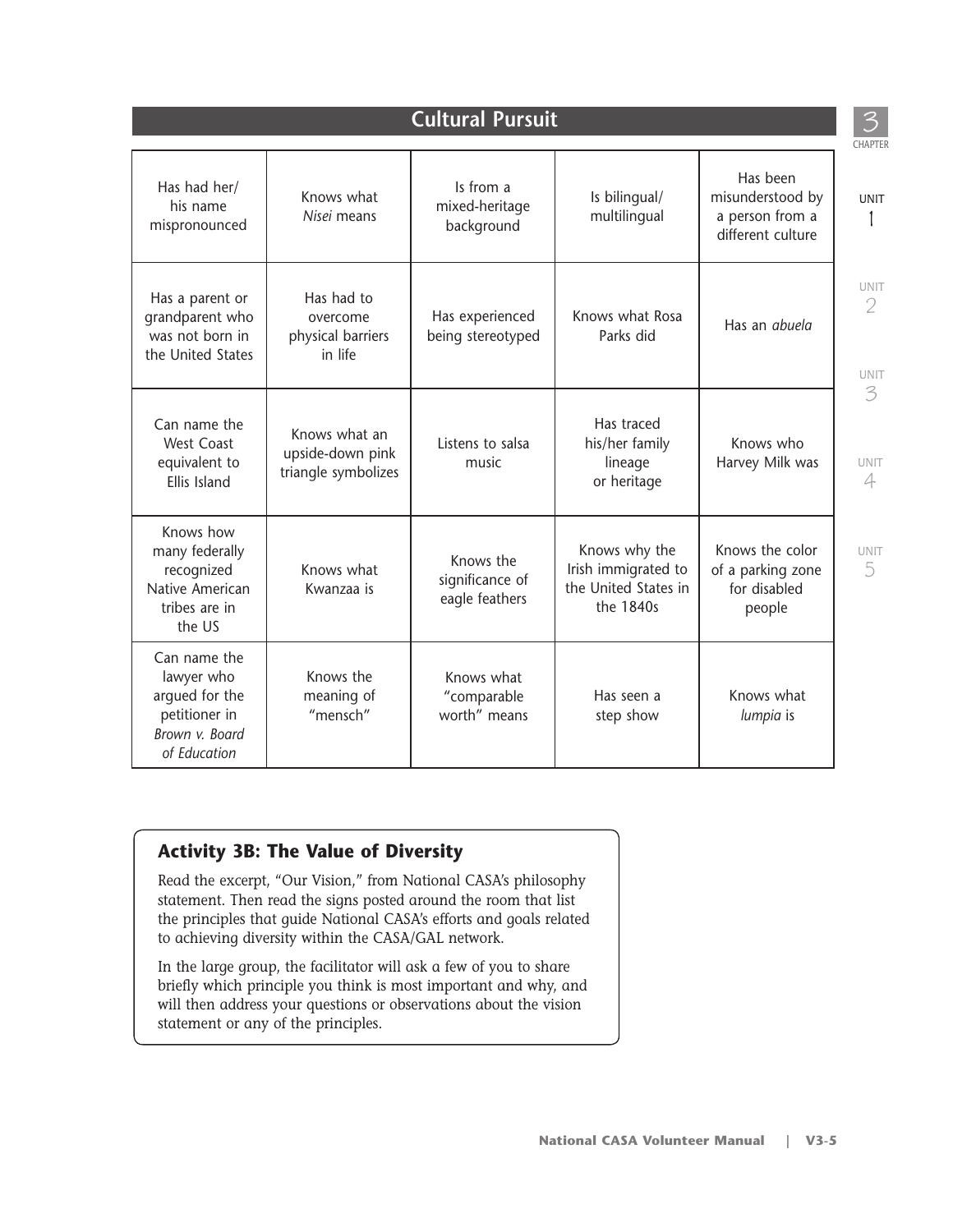## Cultural Pursuit

| Has had her/his name mispronounced | Knows what *Nisei* means | Is from a mixed-heritage background | Is bilingual/multilingual | Has been misunderstood by a person from a different culture |
|---|---|---|---|---|
| Has a parent or grandparent who was not born in the United States | Has had to overcome physical barriers in life | Has experienced being stereotyped | Knows what Rosa Parks did | Has an *abuela* |
| Can name the West Coast equivalent to Ellis Island | Knows what an upside-down pink triangle symbolizes | Listens to salsa music | Has traced his/her family lineage or heritage | Knows who Harvey Milk was |
| Knows how many federally recognized Native American tribes are in the US | Knows what Kwanzaa is | Knows the significance of eagle feathers | Knows why the Irish immigrated to the United States in the 1840s | Knows the color of a parking zone for disabled people |
| Can name the lawyer who argued for the petitioner in *Brown v. Board of Education* | Knows the meaning of "mensch" | Knows what "comparable worth" means | Has seen a step show | Knows what *lumpia* is |

### Activity 3B: The Value of Diversity

Read the excerpt, "Our Vision," from National CASA's philosophy statement. Then read the signs posted around the room that list the principles that guide National CASA's efforts and goals related to achieving diversity within the CASA/GAL network.

In the large group, the facilitator will ask a few of you to share briefly which principle you think is most important and why, and will then address your questions or observations about the vision statement or any of the principles.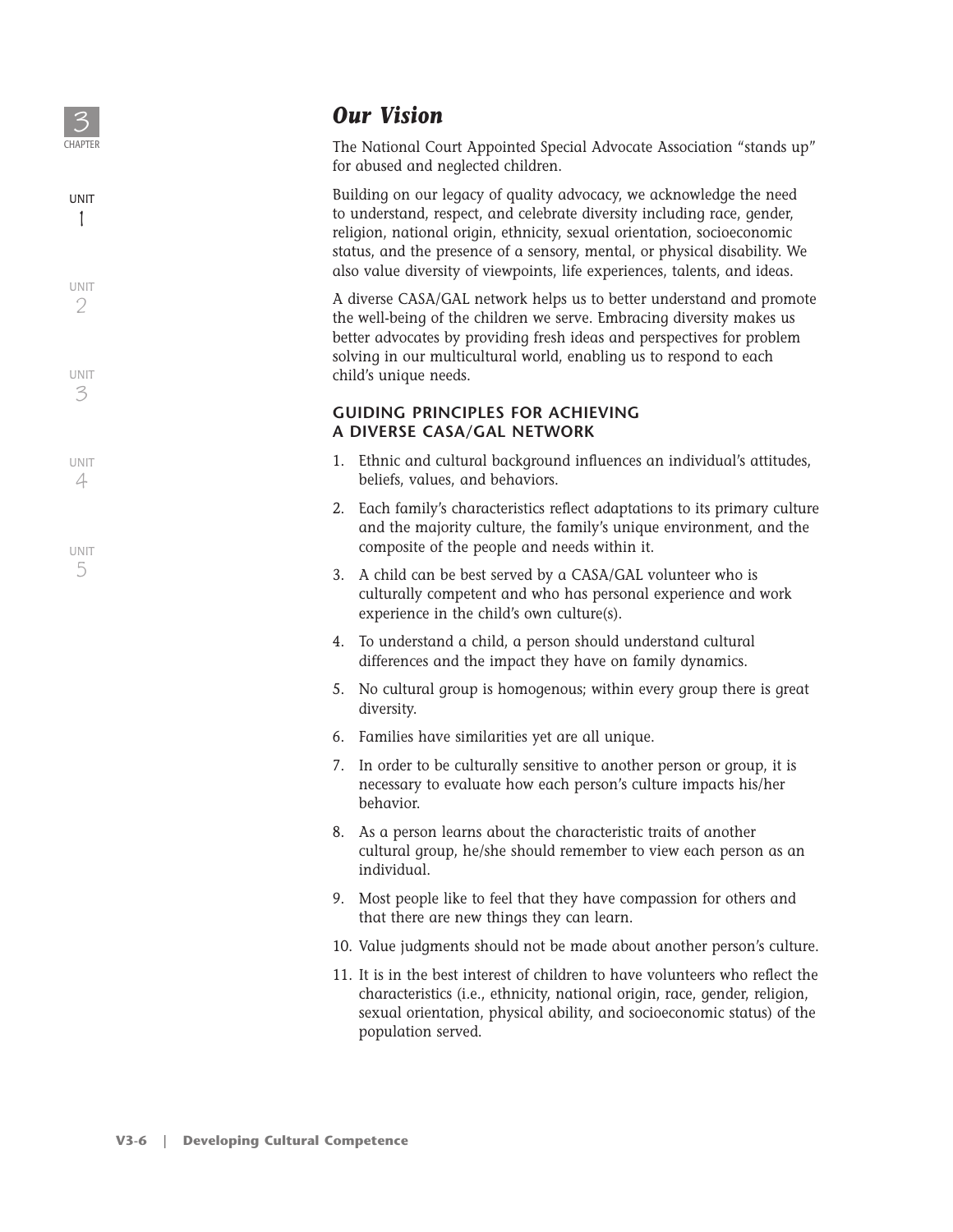## *Our Vision*

The National Court Appointed Special Advocate Association "stands up" for abused and neglected children.

Building on our legacy of quality advocacy, we acknowledge the need to understand, respect, and celebrate diversity including race, gender, religion, national origin, ethnicity, sexual orientation, socioeconomic status, and the presence of a sensory, mental, or physical disability. We also value diversity of viewpoints, life experiences, talents, and ideas.

A diverse CASA/GAL network helps us to better understand and promote the well-being of the children we serve. Embracing diversity makes us better advocates by providing fresh ideas and perspectives for problem solving in our multicultural world, enabling us to respond to each child's unique needs.

### GUIDING PRINCIPLES FOR ACHIEVING A DIVERSE CASA/GAL NETWORK

1. Ethnic and cultural background influences an individual's attitudes, beliefs, values, and behaviors.
2. Each family's characteristics reflect adaptations to its primary culture and the majority culture, the family's unique environment, and the composite of the people and needs within it.
3. A child can be best served by a CASA/GAL volunteer who is culturally competent and who has personal experience and work experience in the child's own culture(s).
4. To understand a child, a person should understand cultural differences and the impact they have on family dynamics.
5. No cultural group is homogenous; within every group there is great diversity.
6. Families have similarities yet are all unique.
7. In order to be culturally sensitive to another person or group, it is necessary to evaluate how each person's culture impacts his/her behavior.
8. As a person learns about the characteristic traits of another cultural group, he/she should remember to view each person as an individual.
9. Most people like to feel that they have compassion for others and that there are new things they can learn.
10. Value judgments should not be made about another person's culture.
11. It is in the best interest of children to have volunteers who reflect the characteristics (i.e., ethnicity, national origin, race, gender, religion, sexual orientation, physical ability, and socioeconomic status) of the population served.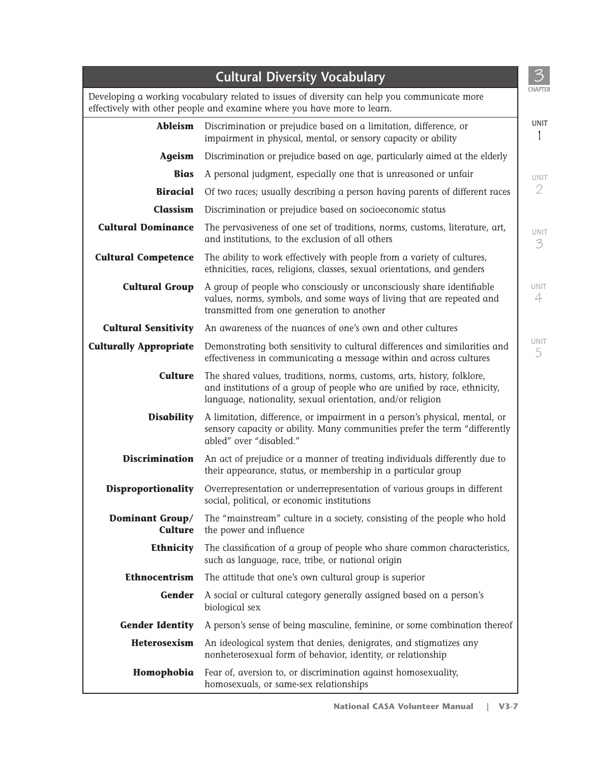## Cultural Diversity Vocabulary

Developing a working vocabulary related to issues of diversity can help you communicate more effectively with other people and examine where you have more to learn.

| Term | Definition |
|---|---|
| **Ableism** | Discrimination or prejudice based on a limitation, difference, or impairment in physical, mental, or sensory capacity or ability |
| **Ageism** | Discrimination or prejudice based on age, particularly aimed at the elderly |
| **Bias** | A personal judgment, especially one that is unreasoned or unfair |
| **Biracial** | Of two races; usually describing a person having parents of different races |
| **Classism** | Discrimination or prejudice based on socioeconomic status |
| **Cultural Dominance** | The pervasiveness of one set of traditions, norms, customs, literature, art, and institutions, to the exclusion of all others |
| **Cultural Competence** | The ability to work effectively with people from a variety of cultures, ethnicities, races, religions, classes, sexual orientations, and genders |
| **Cultural Group** | A group of people who consciously or unconsciously share identifiable values, norms, symbols, and some ways of living that are repeated and transmitted from one generation to another |
| **Cultural Sensitivity** | An awareness of the nuances of one's own and other cultures |
| **Culturally Appropriate** | Demonstrating both sensitivity to cultural differences and similarities and effectiveness in communicating a message within and across cultures |
| **Culture** | The shared values, traditions, norms, customs, arts, history, folklore, and institutions of a group of people who are unified by race, ethnicity, language, nationality, sexual orientation, and/or religion |
| **Disability** | A limitation, difference, or impairment in a person's physical, mental, or sensory capacity or ability. Many communities prefer the term "differently abled" over "disabled." |
| **Discrimination** | An act of prejudice or a manner of treating individuals differently due to their appearance, status, or membership in a particular group |
| **Disproportionality** | Overrepresentation or underrepresentation of various groups in different social, political, or economic institutions |
| **Dominant Group/ Culture** | The "mainstream" culture in a society, consisting of the people who hold the power and influence |
| **Ethnicity** | The classification of a group of people who share common characteristics, such as language, race, tribe, or national origin |
| **Ethnocentrism** | The attitude that one's own cultural group is superior |
| **Gender** | A social or cultural category generally assigned based on a person's biological sex |
| **Gender Identity** | A person's sense of being masculine, feminine, or some combination thereof |
| **Heterosexism** | An ideological system that denies, denigrates, and stigmatizes any nonheterosexual form of behavior, identity, or relationship |
| **Homophobia** | Fear of, aversion to, or discrimination against homosexuality, homosexuals, or same-sex relationships |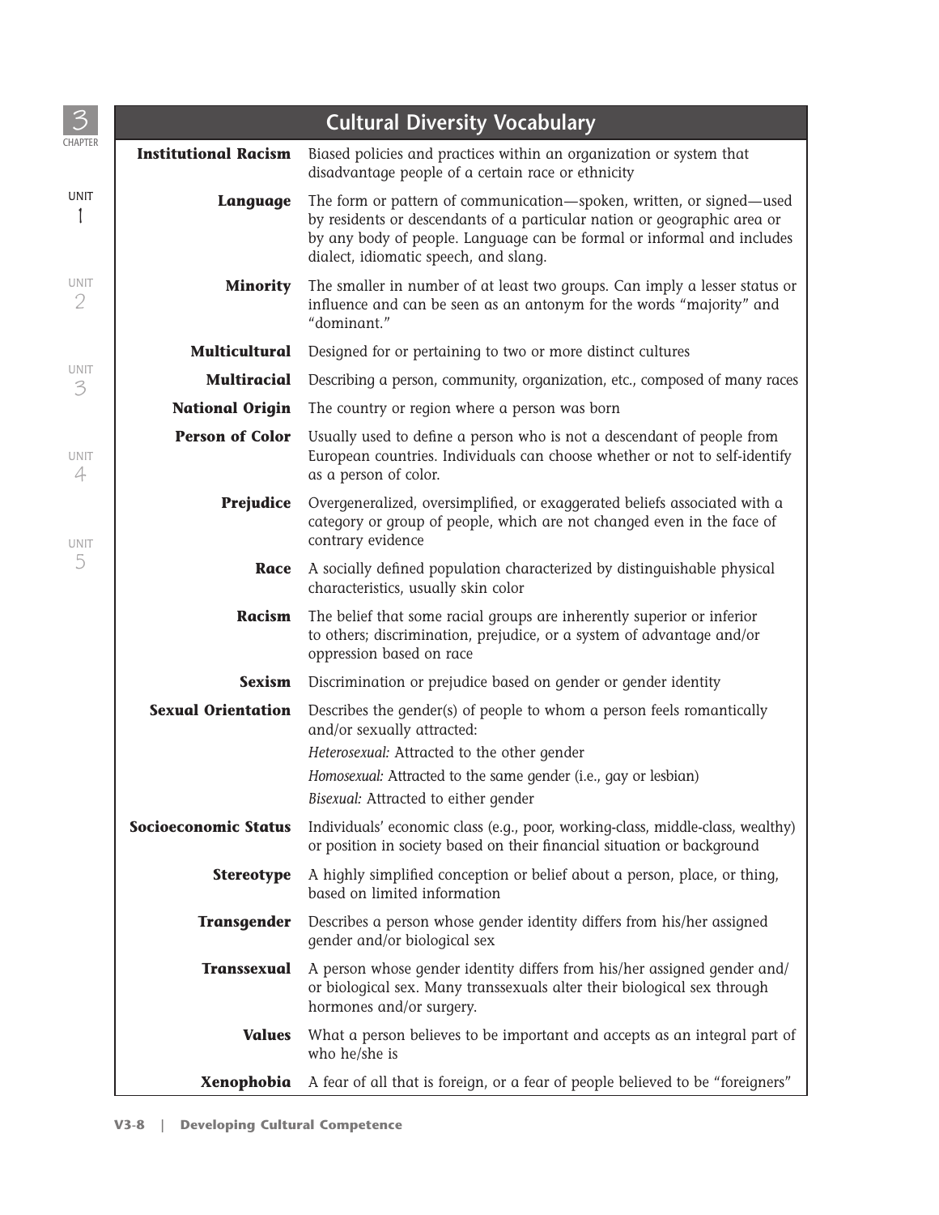## Cultural Diversity Vocabulary

| Term | Definition |
|---|---|
| **Institutional Racism** | Biased policies and practices within an organization or system that disadvantage people of a certain race or ethnicity |
| **Language** | The form or pattern of communication—spoken, written, or signed—used by residents or descendants of a particular nation or geographic area or by any body of people. Language can be formal or informal and includes dialect, idiomatic speech, and slang. |
| **Minority** | The smaller in number of at least two groups. Can imply a lesser status or influence and can be seen as an antonym for the words "majority" and "dominant." |
| **Multicultural** | Designed for or pertaining to two or more distinct cultures |
| **Multiracial** | Describing a person, community, organization, etc., composed of many races |
| **National Origin** | The country or region where a person was born |
| **Person of Color** | Usually used to define a person who is not a descendant of people from European countries. Individuals can choose whether or not to self-identify as a person of color. |
| **Prejudice** | Overgeneralized, oversimplified, or exaggerated beliefs associated with a category or group of people, which are not changed even in the face of contrary evidence |
| **Race** | A socially defined population characterized by distinguishable physical characteristics, usually skin color |
| **Racism** | The belief that some racial groups are inherently superior or inferior to others; discrimination, prejudice, or a system of advantage and/or oppression based on race |
| **Sexism** | Discrimination or prejudice based on gender or gender identity |
| **Sexual Orientation** | Describes the gender(s) of people to whom a person feels romantically and/or sexually attracted:<br>*Heterosexual:* Attracted to the other gender<br>*Homosexual:* Attracted to the same gender (i.e., gay or lesbian)<br>*Bisexual:* Attracted to either gender |
| **Socioeconomic Status** | Individuals' economic class (e.g., poor, working-class, middle-class, wealthy) or position in society based on their financial situation or background |
| **Stereotype** | A highly simplified conception or belief about a person, place, or thing, based on limited information |
| **Transgender** | Describes a person whose gender identity differs from his/her assigned gender and/or biological sex |
| **Transsexual** | A person whose gender identity differs from his/her assigned gender and/or biological sex. Many transsexuals alter their biological sex through hormones and/or surgery. |
| **Values** | What a person believes to be important and accepts as an integral part of who he/she is |
| **Xenophobia** | A fear of all that is foreign, or a fear of people believed to be "foreigners" |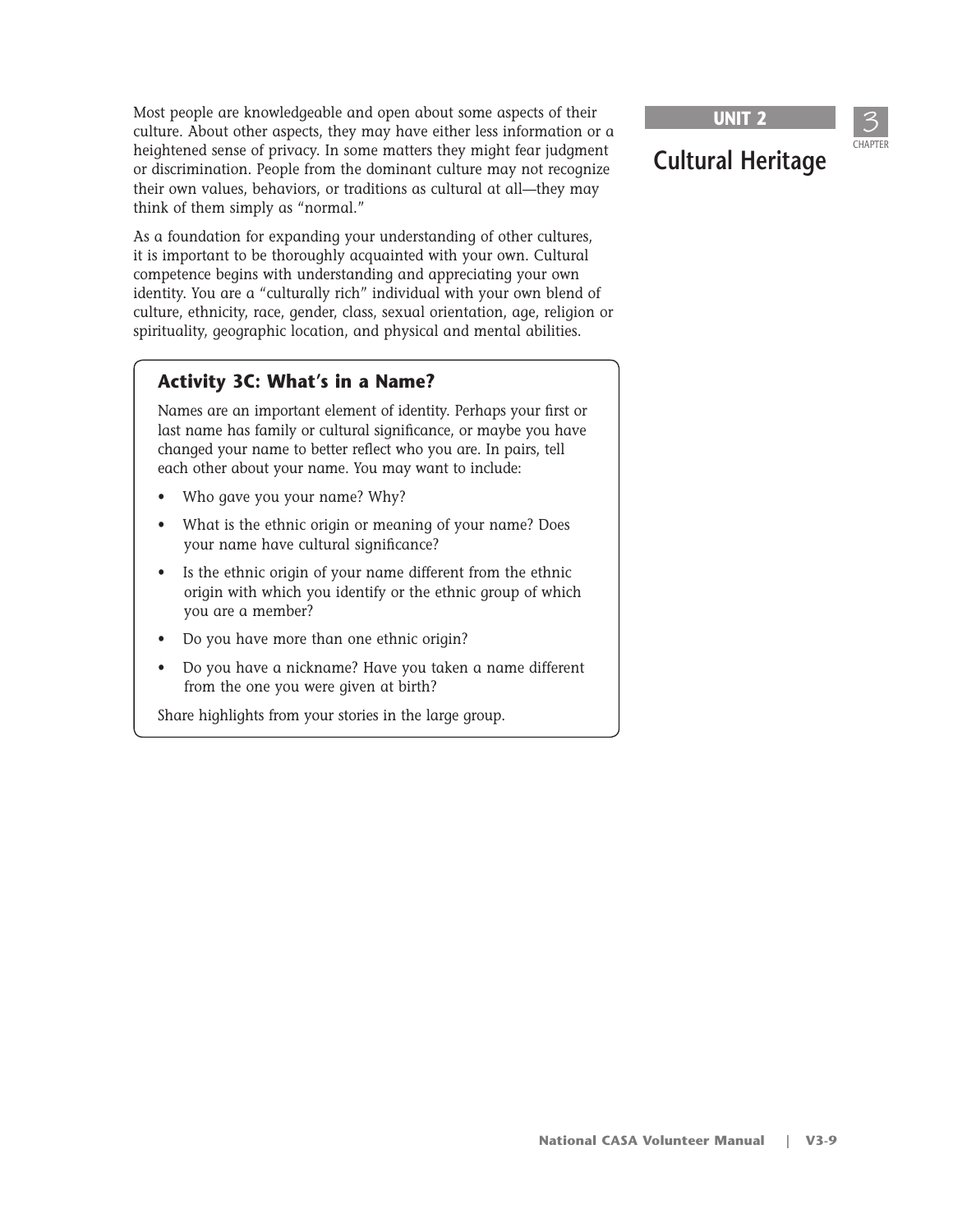Most people are knowledgeable and open about some aspects of their culture. About other aspects, they may have either less information or a heightened sense of privacy. In some matters they might fear judgment or discrimination. People from the dominant culture may not recognize their own values, behaviors, or traditions as cultural at all—they may think of them simply as "normal."

As a foundation for expanding your understanding of other cultures, it is important to be thoroughly acquainted with your own. Cultural competence begins with understanding and appreciating your own identity. You are a "culturally rich" individual with your own blend of culture, ethnicity, race, gender, class, sexual orientation, age, religion or spirituality, geographic location, and physical and mental abilities.

### Activity 3C: What's in a Name?

Names are an important element of identity. Perhaps your first or last name has family or cultural significance, or maybe you have changed your name to better reflect who you are. In pairs, tell each other about your name. You may want to include:

- Who gave you your name? Why?
- What is the ethnic origin or meaning of your name? Does your name have cultural significance?
- Is the ethnic origin of your name different from the ethnic origin with which you identify or the ethnic group of which you are a member?
- Do you have more than one ethnic origin?
- Do you have a nickname? Have you taken a name different from the one you were given at birth?

Share highlights from your stories in the large group.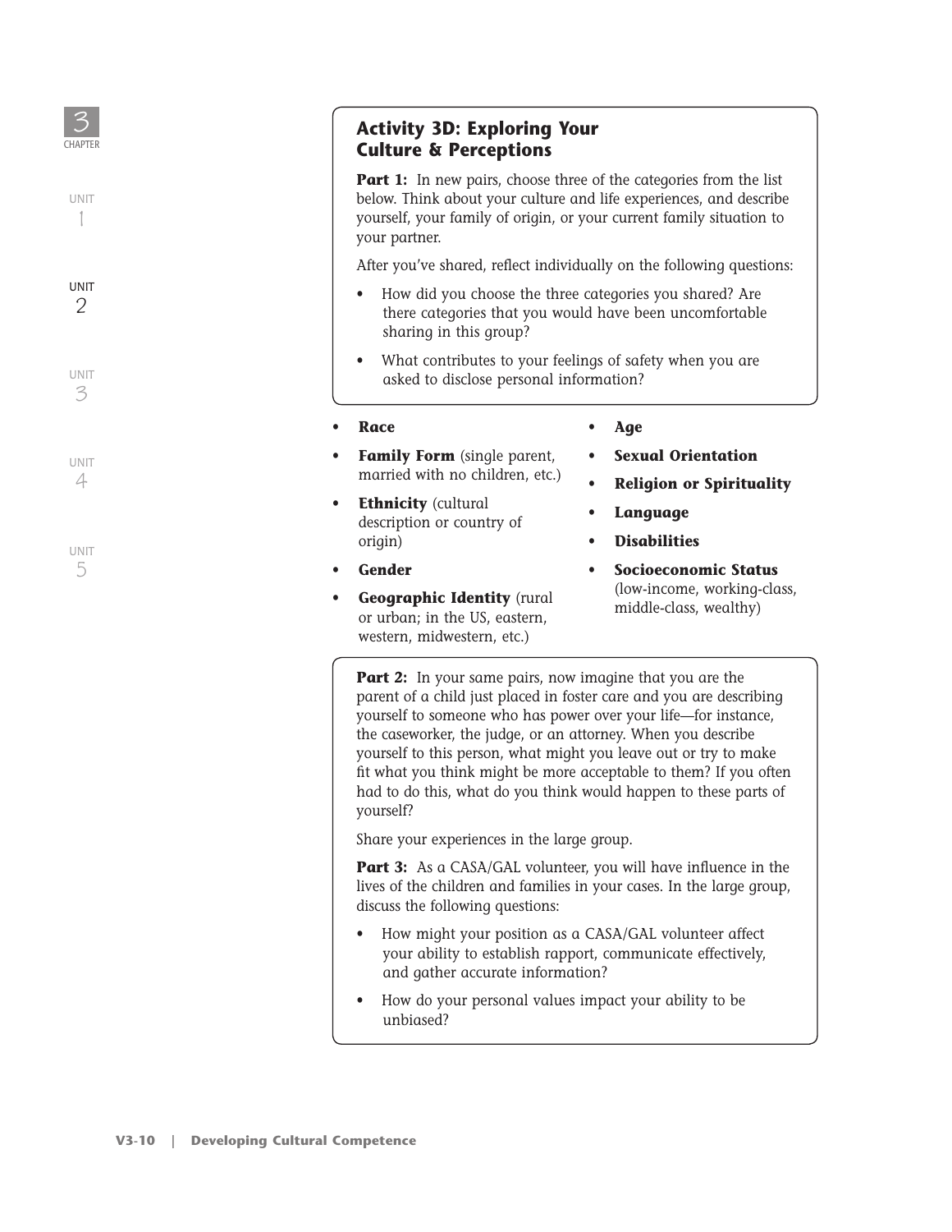### Activity 3D: Exploring Your Culture & Perceptions

**Part 1:** In new pairs, choose three of the categories from the list below. Think about your culture and life experiences, and describe yourself, your family of origin, or your current family situation to your partner.

After you've shared, reflect individually on the following questions:

- How did you choose the three categories you shared? Are there categories that you would have been uncomfortable sharing in this group?
- What contributes to your feelings of safety when you are asked to disclose personal information?

- **Race**
- **Family Form** (single parent, married with no children, etc.)
- **Ethnicity** (cultural description or country of origin)
- **Gender**
- **Geographic Identity** (rural or urban; in the US, eastern, western, midwestern, etc.)
- **Age**
- **Sexual Orientation**
- **Religion or Spirituality**
- **Language**
- **Disabilities**
- **Socioeconomic Status** (low-income, working-class, middle-class, wealthy)

**Part 2:** In your same pairs, now imagine that you are the parent of a child just placed in foster care and you are describing yourself to someone who has power over your life—for instance, the caseworker, the judge, or an attorney. When you describe yourself to this person, what might you leave out or try to make fit what you think might be more acceptable to them? If you often had to do this, what do you think would happen to these parts of yourself?

Share your experiences in the large group.

**Part 3:** As a CASA/GAL volunteer, you will have influence in the lives of the children and families in your cases. In the large group, discuss the following questions:

- How might your position as a CASA/GAL volunteer affect your ability to establish rapport, communicate effectively, and gather accurate information?
- How do your personal values impact your ability to be unbiased?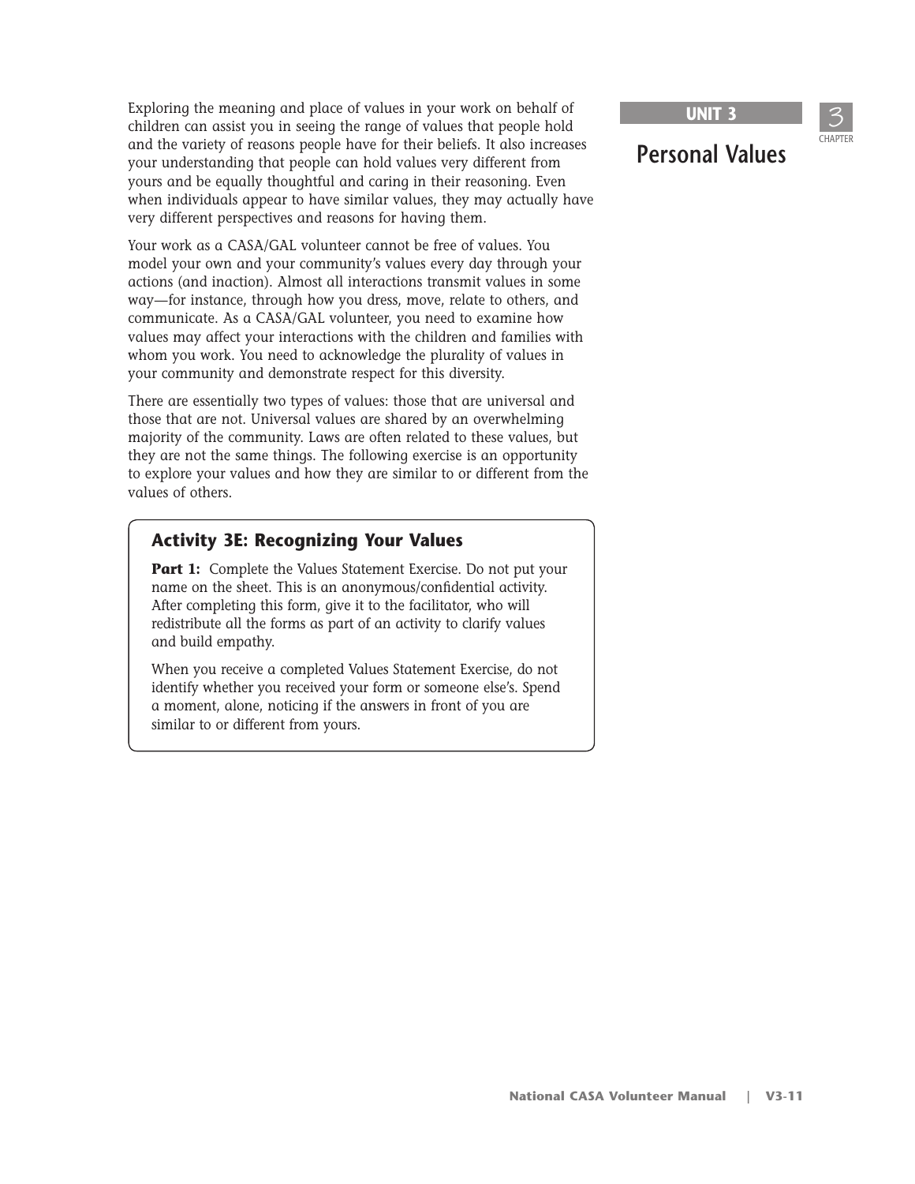Exploring the meaning and place of values in your work on behalf of children can assist you in seeing the range of values that people hold and the variety of reasons people have for their beliefs. It also increases your understanding that people can hold values very different from yours and be equally thoughtful and caring in their reasoning. Even when individuals appear to have similar values, they may actually have very different perspectives and reasons for having them.

Your work as a CASA/GAL volunteer cannot be free of values. You model your own and your community's values every day through your actions (and inaction). Almost all interactions transmit values in some way—for instance, through how you dress, move, relate to others, and communicate. As a CASA/GAL volunteer, you need to examine how values may affect your interactions with the children and families with whom you work. You need to acknowledge the plurality of values in your community and demonstrate respect for this diversity.

There are essentially two types of values: those that are universal and those that are not. Universal values are shared by an overwhelming majority of the community. Laws are often related to these values, but they are not the same things. The following exercise is an opportunity to explore your values and how they are similar to or different from the values of others.

### Activity 3E: Recognizing Your Values

**Part 1:** Complete the Values Statement Exercise. Do not put your name on the sheet. This is an anonymous/confidential activity. After completing this form, give it to the facilitator, who will redistribute all the forms as part of an activity to clarify values and build empathy.

When you receive a completed Values Statement Exercise, do not identify whether you received your form or someone else's. Spend a moment, alone, noticing if the answers in front of you are similar to or different from yours.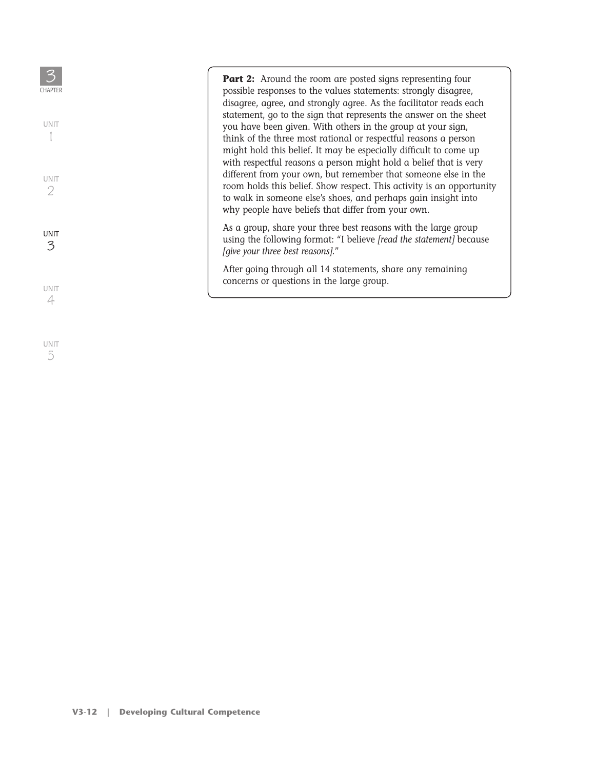**Part 2:** Around the room are posted signs representing four possible responses to the values statements: strongly disagree, disagree, agree, and strongly agree. As the facilitator reads each statement, go to the sign that represents the answer on the sheet you have been given. With others in the group at your sign, think of the three most rational or respectful reasons a person might hold this belief. It may be especially difficult to come up with respectful reasons a person might hold a belief that is very different from your own, but remember that someone else in the room holds this belief. Show respect. This activity is an opportunity to walk in someone else's shoes, and perhaps gain insight into why people have beliefs that differ from your own.

As a group, share your three best reasons with the large group using the following format: "I believe *[read the statement]* because *[give your three best reasons]*."

After going through all 14 statements, share any remaining concerns or questions in the large group.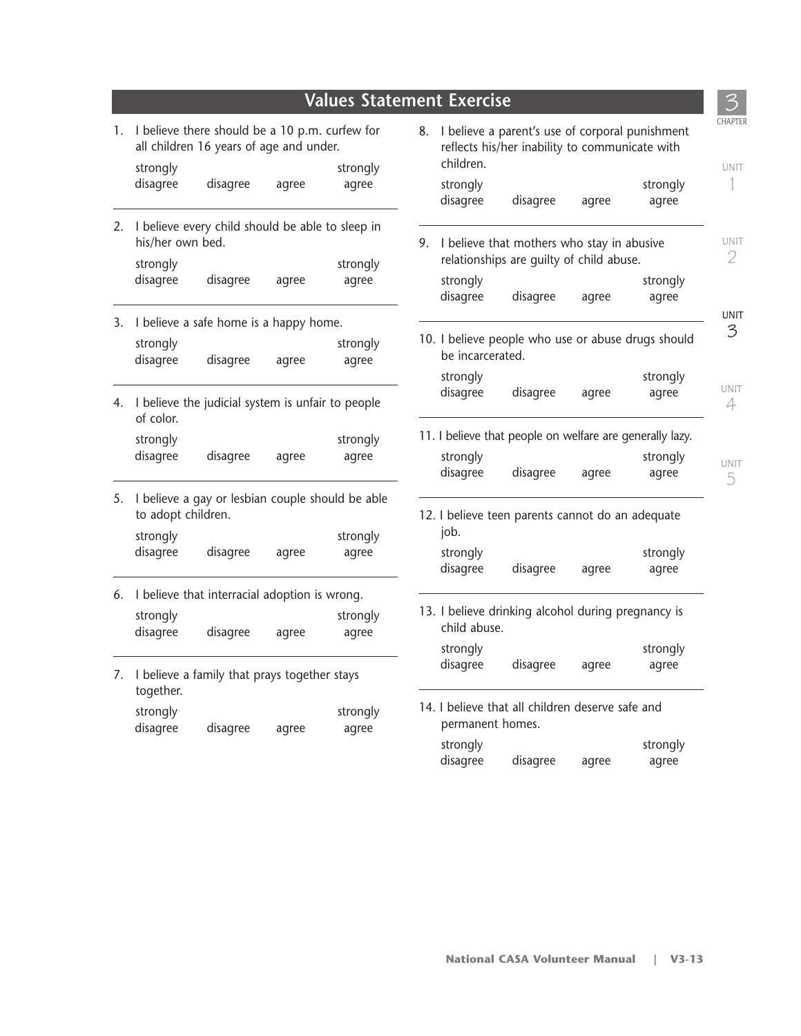# Values Statement Exercise

1. I believe there should be a 10 p.m. curfew for all children 16 years of age and under.

   strongly disagree   disagree   agree   strongly agree

2. I believe every child should be able to sleep in his/her own bed.

   strongly disagree   disagree   agree   strongly agree

3. I believe a safe home is a happy home.

   strongly disagree   disagree   agree   strongly agree

4. I believe the judicial system is unfair to people of color.

   strongly disagree   disagree   agree   strongly agree

5. I believe a gay or lesbian couple should be able to adopt children.

   strongly disagree   disagree   agree   strongly agree

6. I believe that interracial adoption is wrong.

   strongly disagree   disagree   agree   strongly agree

7. I believe a family that prays together stays together.

   strongly disagree   disagree   agree   strongly agree

8. I believe a parent's use of corporal punishment reflects his/her inability to communicate with children.

   strongly disagree   disagree   agree   strongly agree

9. I believe that mothers who stay in abusive relationships are guilty of child abuse.

   strongly disagree   disagree   agree   strongly agree

10. I believe people who use or abuse drugs should be incarcerated.

    strongly disagree   disagree   agree   strongly agree

11. I believe that people on welfare are generally lazy.

    strongly disagree   disagree   agree   strongly agree

12. I believe teen parents cannot do an adequate job.

    strongly disagree   disagree   agree   strongly agree

13. I believe drinking alcohol during pregnancy is child abuse.

    strongly disagree   disagree   agree   strongly agree

14. I believe that all children deserve safe and permanent homes.

    strongly disagree   disagree   agree   strongly agree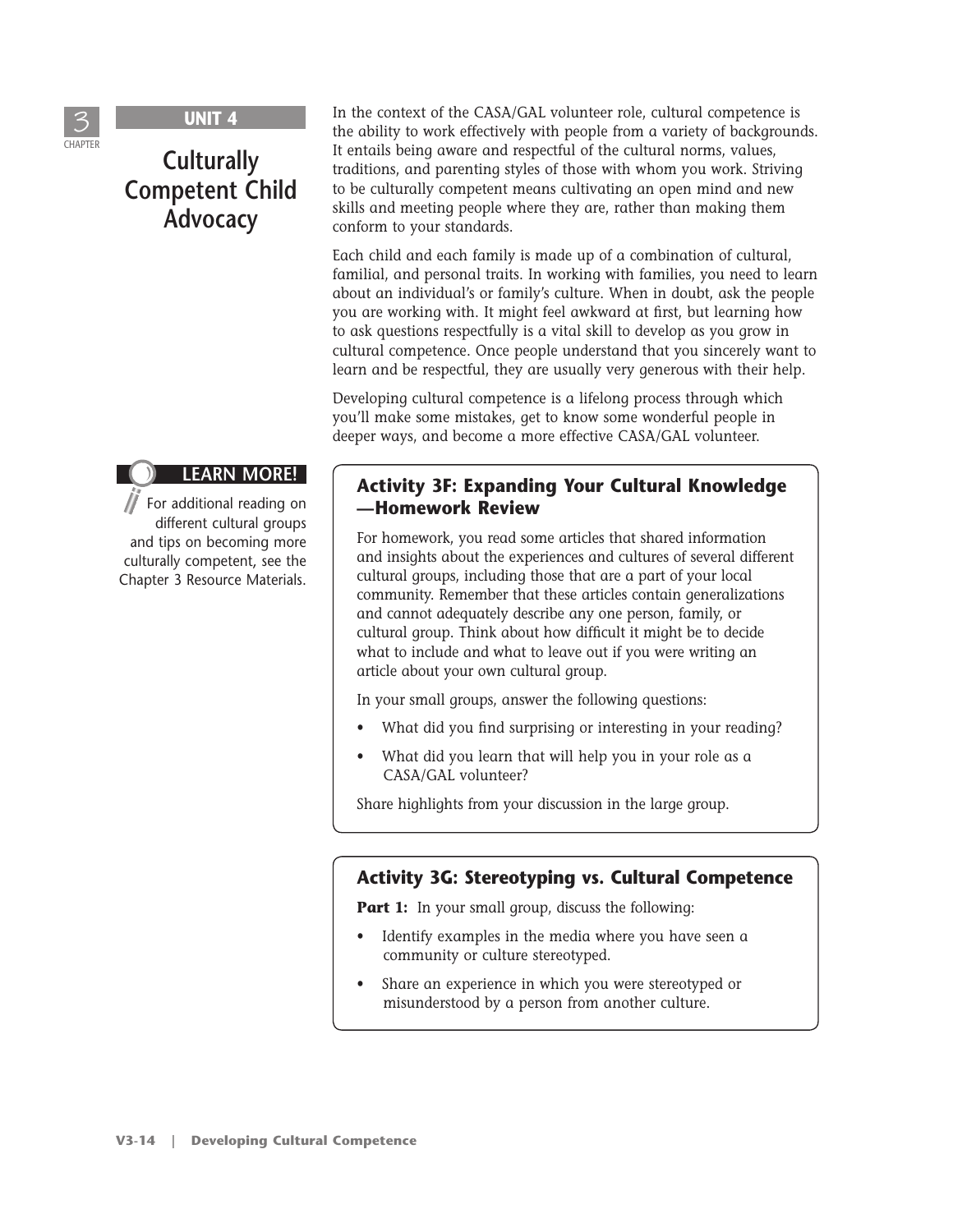## UNIT 4

# Culturally Competent Child Advocacy

In the context of the CASA/GAL volunteer role, cultural competence is the ability to work effectively with people from a variety of backgrounds. It entails being aware and respectful of the cultural norms, values, traditions, and parenting styles of those with whom you work. Striving to be culturally competent means cultivating an open mind and new skills and meeting people where they are, rather than making them conform to your standards.

Each child and each family is made up of a combination of cultural, familial, and personal traits. In working with families, you need to learn about an individual's or family's culture. When in doubt, ask the people you are working with. It might feel awkward at first, but learning how to ask questions respectfully is a vital skill to develop as you grow in cultural competence. Once people understand that you sincerely want to learn and be respectful, they are usually very generous with their help.

Developing cultural competence is a lifelong process through which you'll make some mistakes, get to know some wonderful people in deeper ways, and become a more effective CASA/GAL volunteer.

**LEARN MORE!**

For additional reading on different cultural groups and tips on becoming more culturally competent, see the Chapter 3 Resource Materials.

### Activity 3F: Expanding Your Cultural Knowledge —Homework Review

For homework, you read some articles that shared information and insights about the experiences and cultures of several different cultural groups, including those that are a part of your local community. Remember that these articles contain generalizations and cannot adequately describe any one person, family, or cultural group. Think about how difficult it might be to decide what to include and what to leave out if you were writing an article about your own cultural group.

In your small groups, answer the following questions:

- What did you find surprising or interesting in your reading?
- What did you learn that will help you in your role as a CASA/GAL volunteer?

Share highlights from your discussion in the large group.

### Activity 3G: Stereotyping vs. Cultural Competence

**Part 1:** In your small group, discuss the following:

- Identify examples in the media where you have seen a community or culture stereotyped.
- Share an experience in which you were stereotyped or misunderstood by a person from another culture.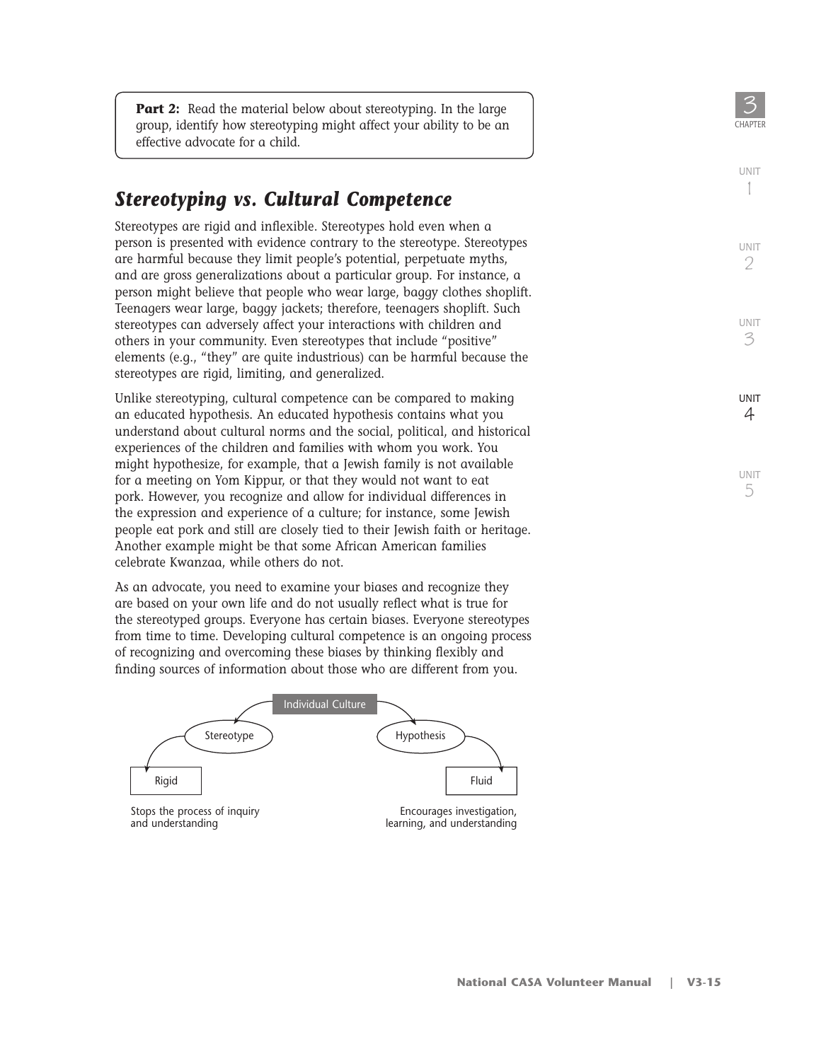**Part 2:** Read the material below about stereotyping. In the large group, identify how stereotyping might affect your ability to be an effective advocate for a child.

## *Stereotyping vs. Cultural Competence*

Stereotypes are rigid and inflexible. Stereotypes hold even when a person is presented with evidence contrary to the stereotype. Stereotypes are harmful because they limit people's potential, perpetuate myths, and are gross generalizations about a particular group. For instance, a person might believe that people who wear large, baggy clothes shoplift. Teenagers wear large, baggy jackets; therefore, teenagers shoplift. Such stereotypes can adversely affect your interactions with children and others in your community. Even stereotypes that include "positive" elements (e.g., "they" are quite industrious) can be harmful because the stereotypes are rigid, limiting, and generalized.

Unlike stereotyping, cultural competence can be compared to making an educated hypothesis. An educated hypothesis contains what you understand about cultural norms and the social, political, and historical experiences of the children and families with whom you work. You might hypothesize, for example, that a Jewish family is not available for a meeting on Yom Kippur, or that they would not want to eat pork. However, you recognize and allow for individual differences in the expression and experience of a culture; for instance, some Jewish people eat pork and still are closely tied to their Jewish faith or heritage. Another example might be that some African American families celebrate Kwanzaa, while others do not.

As an advocate, you need to examine your biases and recognize they are based on your own life and do not usually reflect what is true for the stereotyped groups. Everyone has certain biases. Everyone stereotypes from time to time. Developing cultural competence is an ongoing process of recognizing and overcoming these biases by thinking flexibly and finding sources of information about those who are different from you.

Individual Culture

- Stereotype → Rigid: Stops the process of inquiry and understanding
- Hypothesis → Fluid: Encourages investigation, learning, and understanding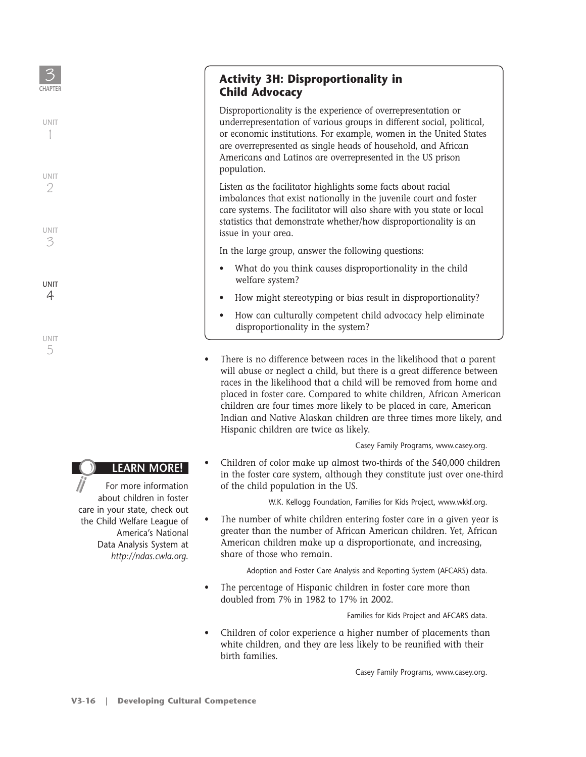### Activity 3H: Disproportionality in Child Advocacy

Disproportionality is the experience of overrepresentation or underrepresentation of various groups in different social, political, or economic institutions. For example, women in the United States are overrepresented as single heads of household, and African Americans and Latinos are overrepresented in the US prison population.

Listen as the facilitator highlights some facts about racial imbalances that exist nationally in the juvenile court and foster care systems. The facilitator will also share with you state or local statistics that demonstrate whether/how disproportionality is an issue in your area.

In the large group, answer the following questions:

- What do you think causes disproportionality in the child welfare system?
- How might stereotyping or bias result in disproportionality?
- How can culturally competent child advocacy help eliminate disproportionality in the system?

---

- There is no difference between races in the likelihood that a parent will abuse or neglect a child, but there is a great difference between races in the likelihood that a child will be removed from home and placed in foster care. Compared to white children, African American children are four times more likely to be placed in care, American Indian and Native Alaskan children are three times more likely, and Hispanic children are twice as likely.

  Casey Family Programs, www.casey.org.

- Children of color make up almost two-thirds of the 540,000 children in the foster care system, although they constitute just over one-third of the child population in the US.

  W.K. Kellogg Foundation, Families for Kids Project, www.wkkf.org.

- The number of white children entering foster care in a given year is greater than the number of African American children. Yet, African American children make up a disproportionate, and increasing, share of those who remain.

  Adoption and Foster Care Analysis and Reporting System (AFCARS) data.

- The percentage of Hispanic children in foster care more than doubled from 7% in 1982 to 17% in 2002.

  Families for Kids Project and AFCARS data.

- Children of color experience a higher number of placements than white children, and they are less likely to be reunified with their birth families.

  Casey Family Programs, www.casey.org.

**LEARN MORE!**

For more information about children in foster care in your state, check out the Child Welfare League of America's National Data Analysis System at *http://ndas.cwla.org*.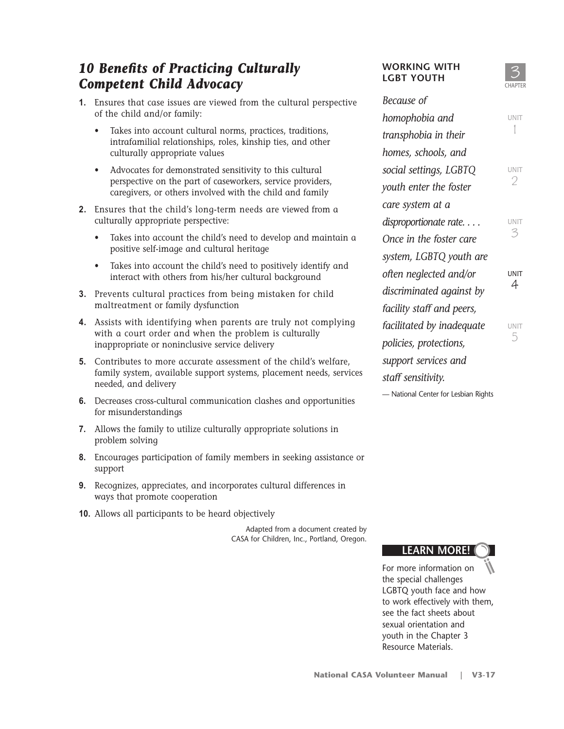## *10 Benefits of Practicing Culturally Competent Child Advocacy*

1. Ensures that case issues are viewed from the cultural perspective of the child and/or family:
   - Takes into account cultural norms, practices, traditions, intrafamilial relationships, roles, kinship ties, and other culturally appropriate values
   - Advocates for demonstrated sensitivity to this cultural perspective on the part of caseworkers, service providers, caregivers, or others involved with the child and family
2. Ensures that the child's long-term needs are viewed from a culturally appropriate perspective:
   - Takes into account the child's need to develop and maintain a positive self-image and cultural heritage
   - Takes into account the child's need to positively identify and interact with others from his/her cultural background
3. Prevents cultural practices from being mistaken for child maltreatment or family dysfunction
4. Assists with identifying when parents are truly not complying with a court order and when the problem is culturally inappropriate or noninclusive service delivery
5. Contributes to more accurate assessment of the child's welfare, family system, available support systems, placement needs, services needed, and delivery
6. Decreases cross-cultural communication clashes and opportunities for misunderstandings
7. Allows the family to utilize culturally appropriate solutions in problem solving
8. Encourages participation of family members in seeking assistance or support
9. Recognizes, appreciates, and incorporates cultural differences in ways that promote cooperation
10. Allows all participants to be heard objectively

Adapted from a document created by CASA for Children, Inc., Portland, Oregon.

### WORKING WITH LGBT YOUTH

*Because of homophobia and transphobia in their homes, schools, and social settings, LGBTQ youth enter the foster care system at a disproportionate rate. . . . Once in the foster care system, LGBTQ youth are often neglected and/or discriminated against by facility staff and peers, facilitated by inadequate policies, protections, support services and staff sensitivity.*

— National Center for Lesbian Rights

**LEARN MORE!**

For more information on the special challenges LGBTQ youth face and how to work effectively with them, see the fact sheets about sexual orientation and youth in the Chapter 3 Resource Materials.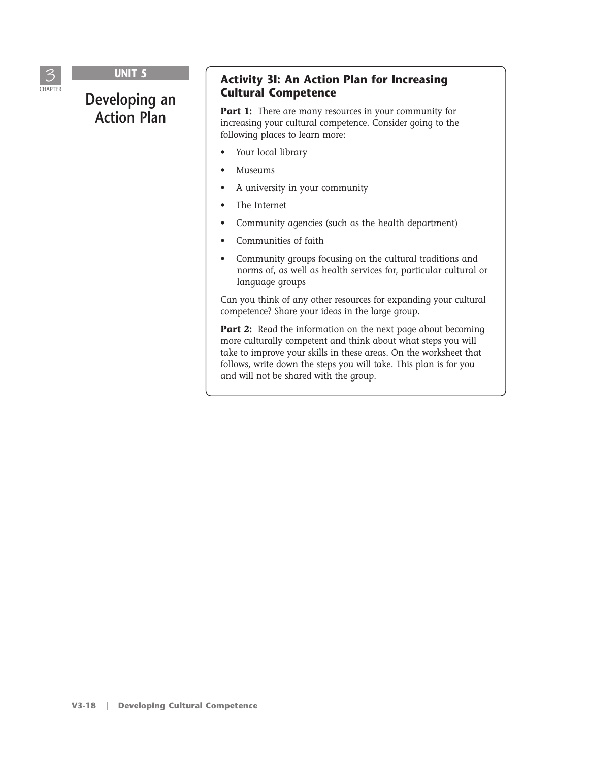## UNIT 5

# Developing an Action Plan

### Activity 3I: An Action Plan for Increasing Cultural Competence

**Part 1:** There are many resources in your community for increasing your cultural competence. Consider going to the following places to learn more:

- Your local library
- Museums
- A university in your community
- The Internet
- Community agencies (such as the health department)
- Communities of faith
- Community groups focusing on the cultural traditions and norms of, as well as health services for, particular cultural or language groups

Can you think of any other resources for expanding your cultural competence? Share your ideas in the large group.

**Part 2:** Read the information on the next page about becoming more culturally competent and think about what steps you will take to improve your skills in these areas. On the worksheet that follows, write down the steps you will take. This plan is for you and will not be shared with the group.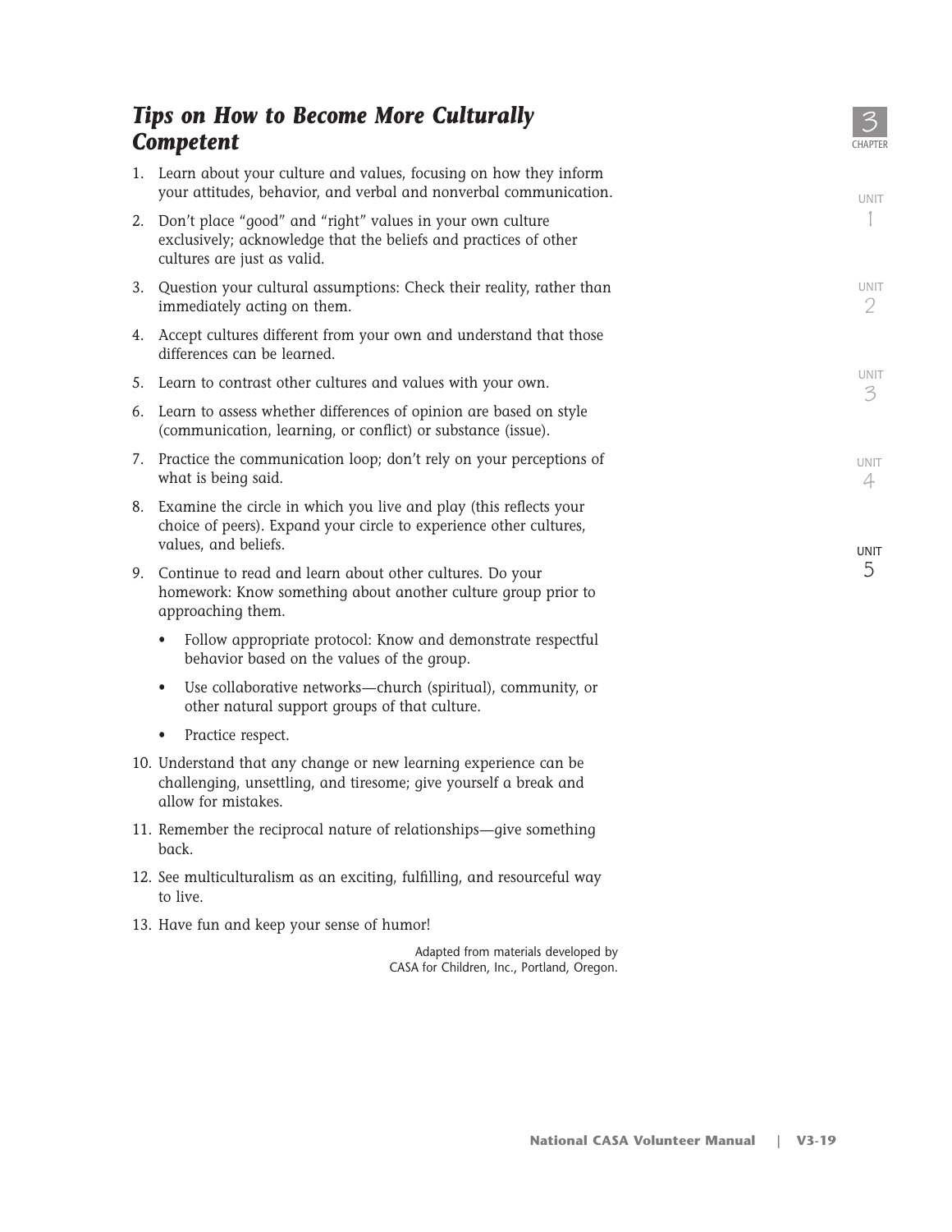## *Tips on How to Become More Culturally Competent*

1. Learn about your culture and values, focusing on how they inform your attitudes, behavior, and verbal and nonverbal communication.
2. Don't place "good" and "right" values in your own culture exclusively; acknowledge that the beliefs and practices of other cultures are just as valid.
3. Question your cultural assumptions: Check their reality, rather than immediately acting on them.
4. Accept cultures different from your own and understand that those differences can be learned.
5. Learn to contrast other cultures and values with your own.
6. Learn to assess whether differences of opinion are based on style (communication, learning, or conflict) or substance (issue).
7. Practice the communication loop; don't rely on your perceptions of what is being said.
8. Examine the circle in which you live and play (this reflects your choice of peers). Expand your circle to experience other cultures, values, and beliefs.
9. Continue to read and learn about other cultures. Do your homework: Know something about another culture group prior to approaching them.
   - Follow appropriate protocol: Know and demonstrate respectful behavior based on the values of the group.
   - Use collaborative networks—church (spiritual), community, or other natural support groups of that culture.
   - Practice respect.
10. Understand that any change or new learning experience can be challenging, unsettling, and tiresome; give yourself a break and allow for mistakes.
11. Remember the reciprocal nature of relationships—give something back.
12. See multiculturalism as an exciting, fulfilling, and resourceful way to live.
13. Have fun and keep your sense of humor!

Adapted from materials developed by CASA for Children, Inc., Portland, Oregon.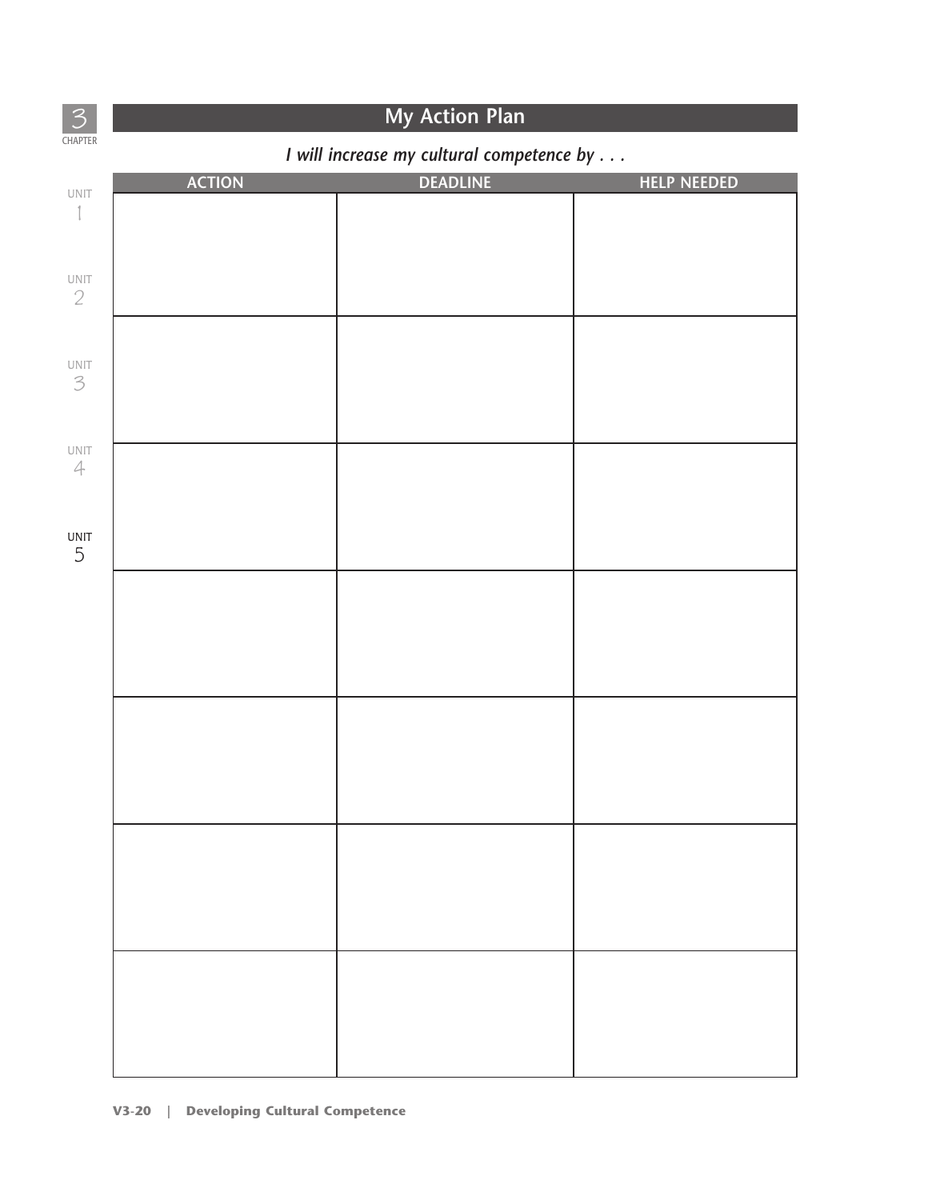# My Action Plan

*I will increase my cultural competence by . . .*

| ACTION | DEADLINE | HELP NEEDED |
|---|---|---|
| | | |
| | | |
| | | |
| | | |
| | | |
| | | |
| | | |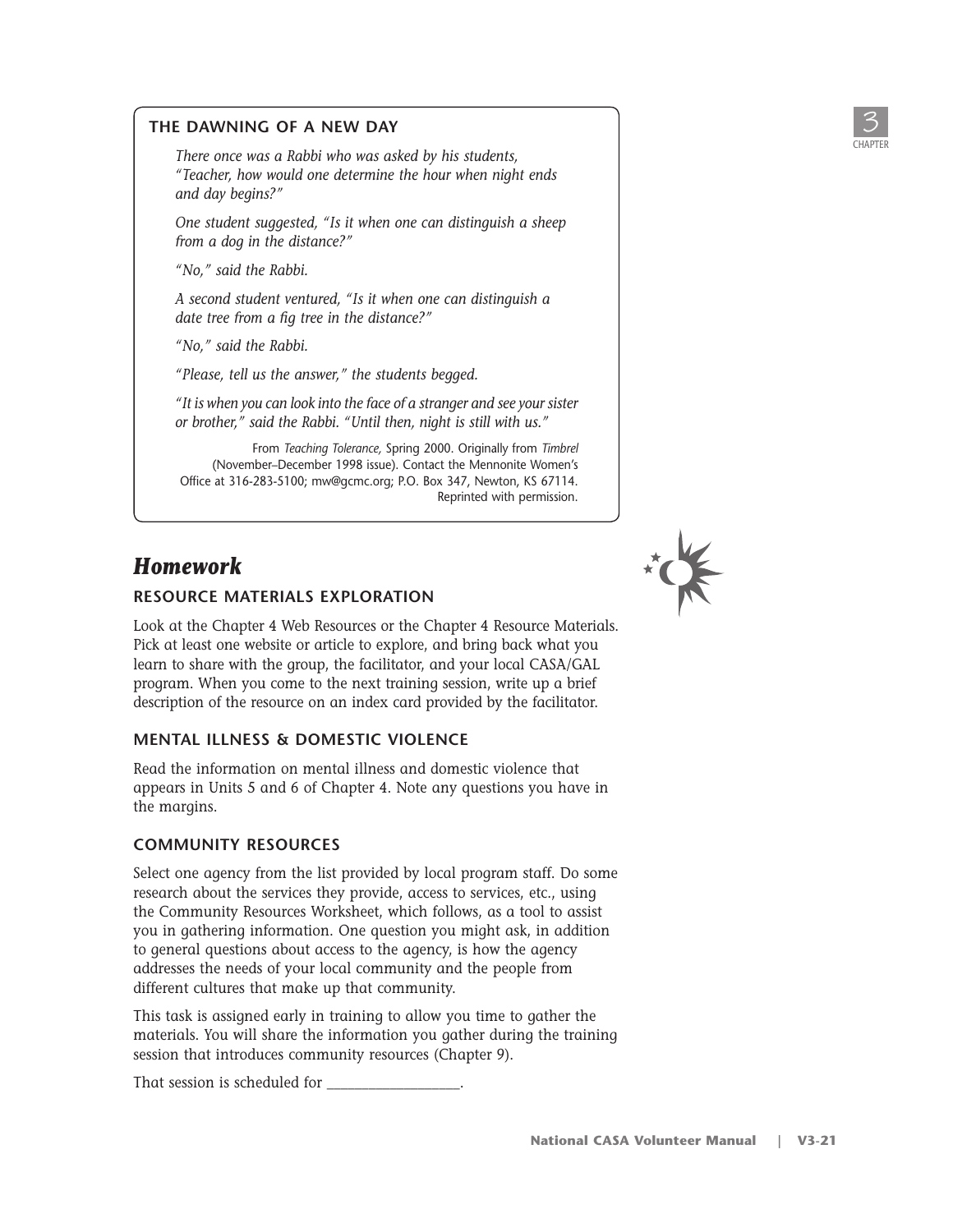### THE DAWNING OF A NEW DAY

*There once was a Rabbi who was asked by his students, "Teacher, how would one determine the hour when night ends and day begins?"*

*One student suggested, "Is it when one can distinguish a sheep from a dog in the distance?"*

*"No," said the Rabbi.*

*A second student ventured, "Is it when one can distinguish a date tree from a fig tree in the distance?"*

*"No," said the Rabbi.*

*"Please, tell us the answer," the students begged.*

*"It is when you can look into the face of a stranger and see your sister or brother," said the Rabbi. "Until then, night is still with us."*

From *Teaching Tolerance,* Spring 2000. Originally from *Timbrel* (November–December 1998 issue). Contact the Mennonite Women's Office at 316-283-5100; mw@gcmc.org; P.O. Box 347, Newton, KS 67114. Reprinted with permission.

## *Homework*

### RESOURCE MATERIALS EXPLORATION

Look at the Chapter 4 Web Resources or the Chapter 4 Resource Materials. Pick at least one website or article to explore, and bring back what you learn to share with the group, the facilitator, and your local CASA/GAL program. When you come to the next training session, write up a brief description of the resource on an index card provided by the facilitator.

### MENTAL ILLNESS & DOMESTIC VIOLENCE

Read the information on mental illness and domestic violence that appears in Units 5 and 6 of Chapter 4. Note any questions you have in the margins.

### COMMUNITY RESOURCES

Select one agency from the list provided by local program staff. Do some research about the services they provide, access to services, etc., using the Community Resources Worksheet, which follows, as a tool to assist you in gathering information. One question you might ask, in addition to general questions about access to the agency, is how the agency addresses the needs of your local community and the people from different cultures that make up that community.

This task is assigned early in training to allow you time to gather the materials. You will share the information you gather during the training session that introduces community resources (Chapter 9).

That session is scheduled for _________________.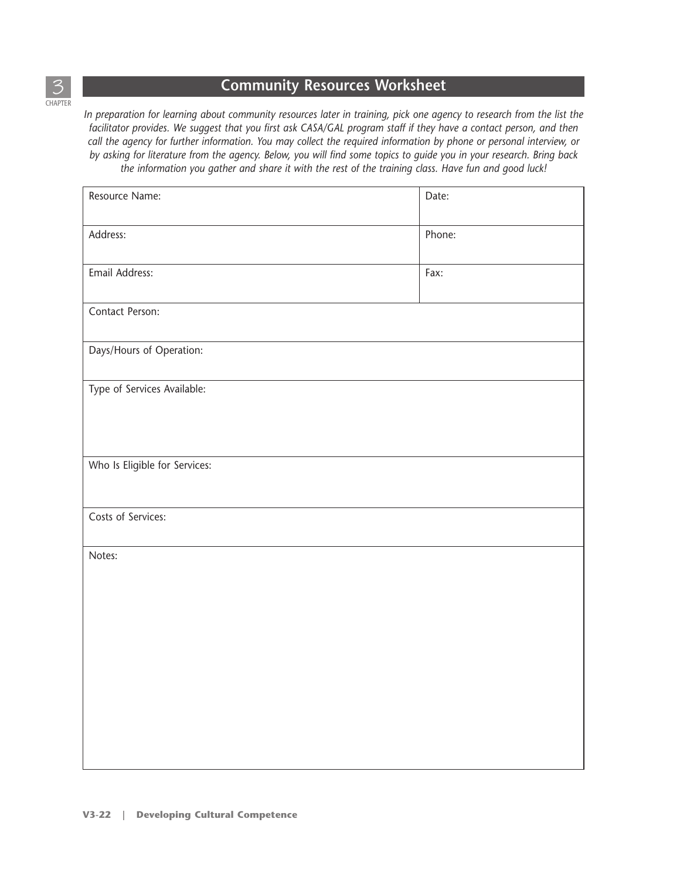## Community Resources Worksheet

*In preparation for learning about community resources later in training, pick one agency to research from the list the facilitator provides. We suggest that you first ask CASA/GAL program staff if they have a contact person, and then call the agency for further information. You may collect the required information by phone or personal interview, or by asking for literature from the agency. Below, you will find some topics to guide you in your research. Bring back the information you gather and share it with the rest of the training class. Have fun and good luck!*

| | |
|---|---|
| Resource Name: | Date: |
| Address: | Phone: |
| Email Address: | Fax: |
| Contact Person: | |
| Days/Hours of Operation: | |
| Type of Services Available: | |
| Who Is Eligible for Services: | |
| Costs of Services: | |
| Notes: | |